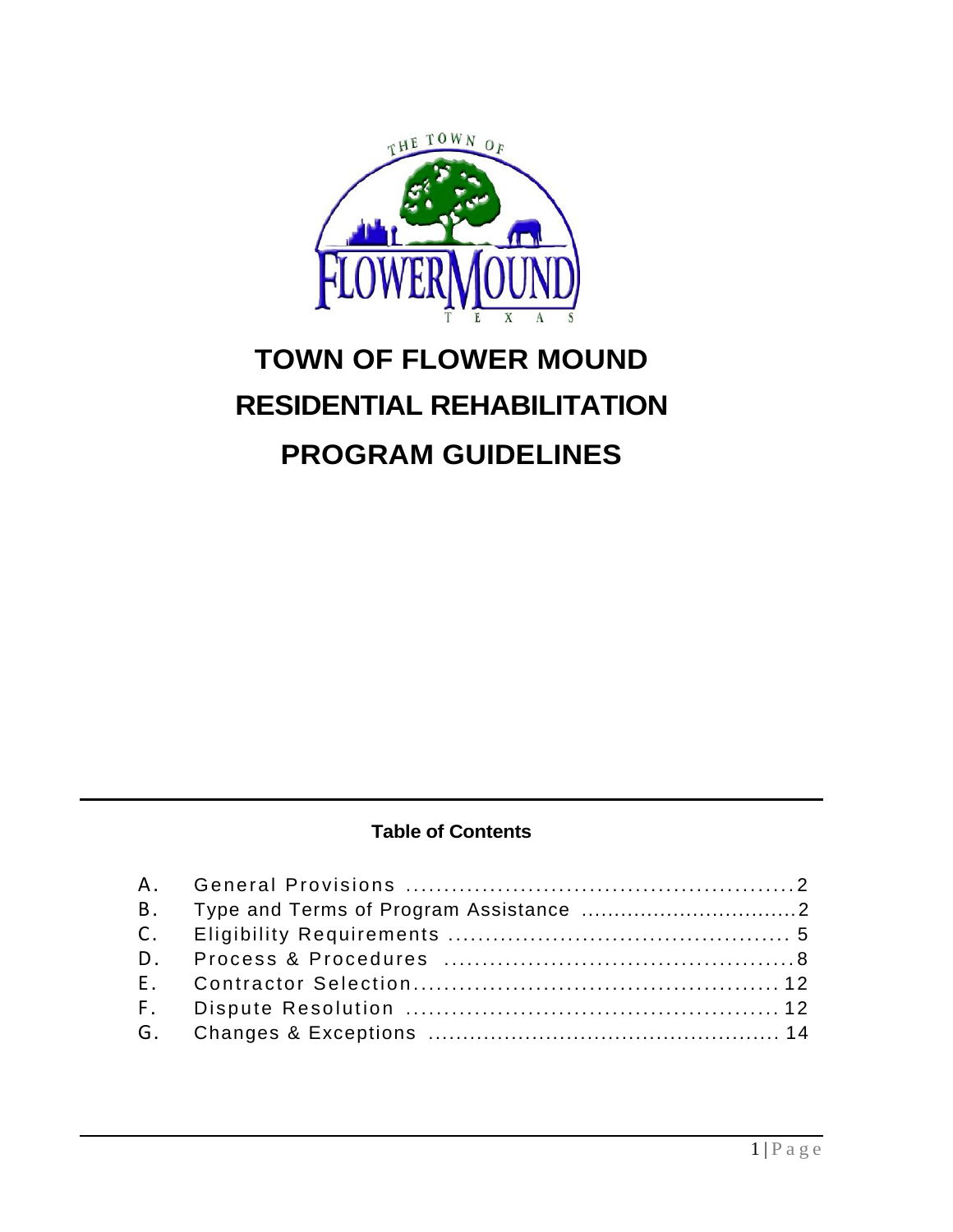# TOWN OF FLOWER MOUND RESIDENTIAL REHABILITATION PROGRAM GUIDELINES

**Table of Contents**

A. General Provisions ....................................................2
B. Type and Terms of Program Assistance ................................2
C. Eligibility Requirements .............................................. 5
D. Process & Procedures ...............................................8
E. Contractor Selection................................................ 12
F. Dispute Resolution ................................................. 12
G. Changes & Exceptions .................................................. 14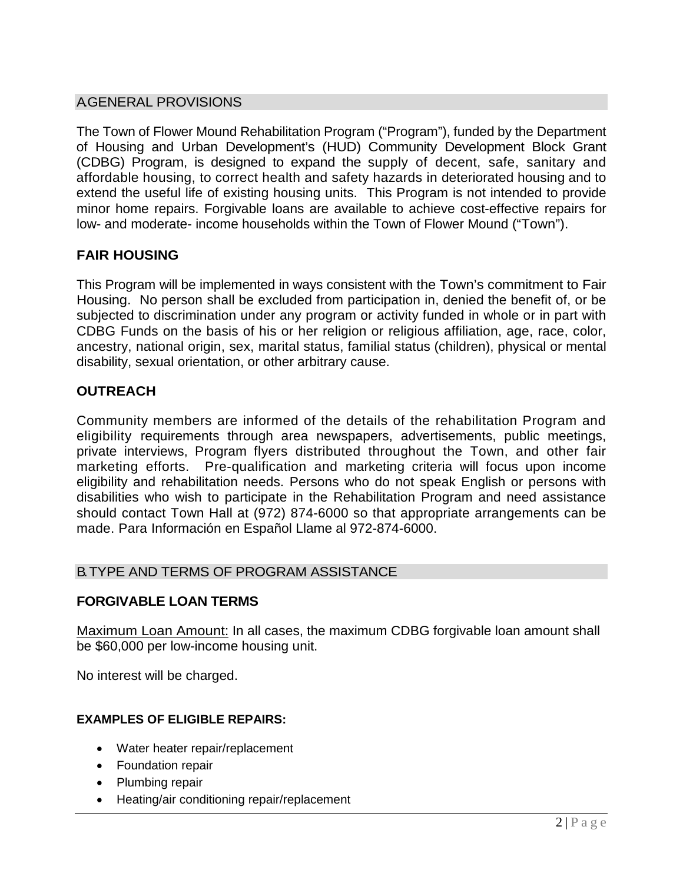## A. GENERAL PROVISIONS

The Town of Flower Mound Rehabilitation Program ("Program"), funded by the Department of Housing and Urban Development's (HUD) Community Development Block Grant (CDBG) Program, is designed to expand the supply of decent, safe, sanitary and affordable housing, to correct health and safety hazards in deteriorated housing and to extend the useful life of existing housing units. This Program is not intended to provide minor home repairs. Forgivable loans are available to achieve cost-effective repairs for low- and moderate- income households within the Town of Flower Mound ("Town").

### FAIR HOUSING

This Program will be implemented in ways consistent with the Town's commitment to Fair Housing. No person shall be excluded from participation in, denied the benefit of, or be subjected to discrimination under any program or activity funded in whole or in part with CDBG Funds on the basis of his or her religion or religious affiliation, age, race, color, ancestry, national origin, sex, marital status, familial status (children), physical or mental disability, sexual orientation, or other arbitrary cause.

### OUTREACH

Community members are informed of the details of the rehabilitation Program and eligibility requirements through area newspapers, advertisements, public meetings, private interviews, Program flyers distributed throughout the Town, and other fair marketing efforts. Pre-qualification and marketing criteria will focus upon income eligibility and rehabilitation needs. Persons who do not speak English or persons with disabilities who wish to participate in the Rehabilitation Program and need assistance should contact Town Hall at (972) 874-6000 so that appropriate arrangements can be made. Para Información en Español Llame al 972-874-6000.

## B. TYPE AND TERMS OF PROGRAM ASSISTANCE

### FORGIVABLE LOAN TERMS

Maximum Loan Amount: In all cases, the maximum CDBG forgivable loan amount shall be $60,000 per low-income housing unit.

No interest will be charged.

#### EXAMPLES OF ELIGIBLE REPAIRS:

- Water heater repair/replacement
- Foundation repair
- Plumbing repair
- Heating/air conditioning repair/replacement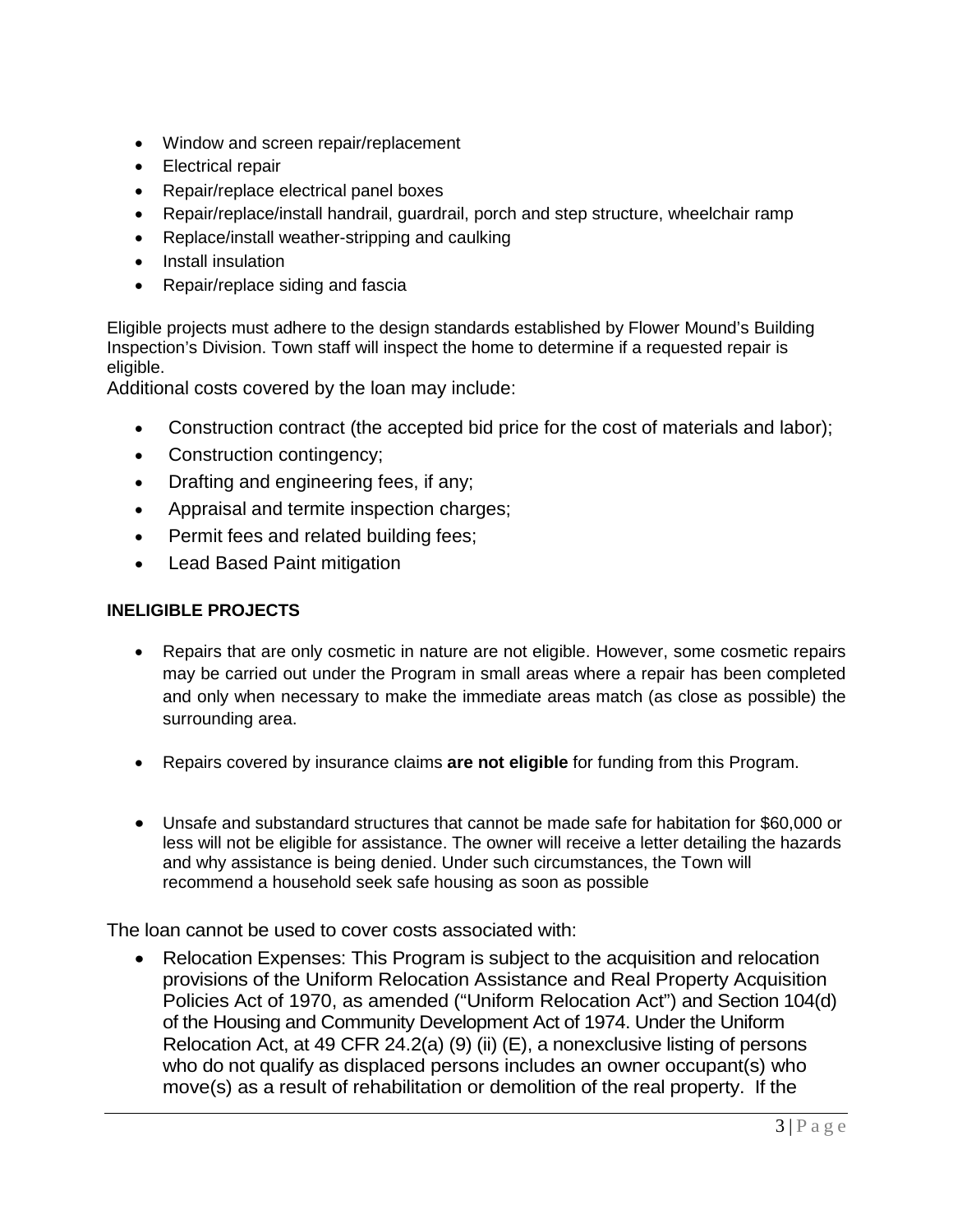- Window and screen repair/replacement
- Electrical repair
- Repair/replace electrical panel boxes
- Repair/replace/install handrail, guardrail, porch and step structure, wheelchair ramp
- Replace/install weather-stripping and caulking
- Install insulation
- Repair/replace siding and fascia

Eligible projects must adhere to the design standards established by Flower Mound's Building Inspection's Division. Town staff will inspect the home to determine if a requested repair is eligible.

Additional costs covered by the loan may include:

- Construction contract (the accepted bid price for the cost of materials and labor);
- Construction contingency;
- Drafting and engineering fees, if any;
- Appraisal and termite inspection charges;
- Permit fees and related building fees;
- Lead Based Paint mitigation

**INELIGIBLE PROJECTS**

- Repairs that are only cosmetic in nature are not eligible. However, some cosmetic repairs may be carried out under the Program in small areas where a repair has been completed and only when necessary to make the immediate areas match (as close as possible) the surrounding area.

- Repairs covered by insurance claims **are not eligible** for funding from this Program.

- Unsafe and substandard structures that cannot be made safe for habitation for $60,000 or less will not be eligible for assistance. The owner will receive a letter detailing the hazards and why assistance is being denied. Under such circumstances, the Town will recommend a household seek safe housing as soon as possible

The loan cannot be used to cover costs associated with:

- Relocation Expenses: This Program is subject to the acquisition and relocation provisions of the Uniform Relocation Assistance and Real Property Acquisition Policies Act of 1970, as amended ("Uniform Relocation Act") and Section 104(d) of the Housing and Community Development Act of 1974. Under the Uniform Relocation Act, at 49 CFR 24.2(a) (9) (ii) (E), a nonexclusive listing of persons who do not qualify as displaced persons includes an owner occupant(s) who move(s) as a result of rehabilitation or demolition of the real property. If the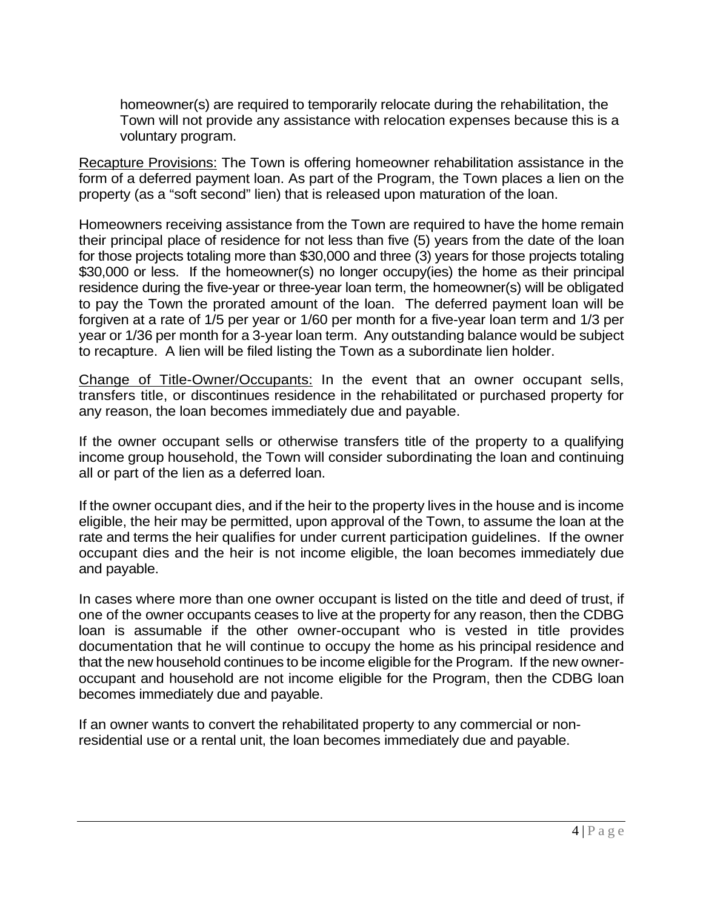homeowner(s) are required to temporarily relocate during the rehabilitation, the Town will not provide any assistance with relocation expenses because this is a voluntary program.

Recapture Provisions: The Town is offering homeowner rehabilitation assistance in the form of a deferred payment loan. As part of the Program, the Town places a lien on the property (as a "soft second" lien) that is released upon maturation of the loan.

Homeowners receiving assistance from the Town are required to have the home remain their principal place of residence for not less than five (5) years from the date of the loan for those projects totaling more than $30,000 and three (3) years for those projects totaling $30,000 or less. If the homeowner(s) no longer occupy(ies) the home as their principal residence during the five-year or three-year loan term, the homeowner(s) will be obligated to pay the Town the prorated amount of the loan. The deferred payment loan will be forgiven at a rate of 1/5 per year or 1/60 per month for a five-year loan term and 1/3 per year or 1/36 per month for a 3-year loan term. Any outstanding balance would be subject to recapture. A lien will be filed listing the Town as a subordinate lien holder.

Change of Title-Owner/Occupants: In the event that an owner occupant sells, transfers title, or discontinues residence in the rehabilitated or purchased property for any reason, the loan becomes immediately due and payable.

If the owner occupant sells or otherwise transfers title of the property to a qualifying income group household, the Town will consider subordinating the loan and continuing all or part of the lien as a deferred loan.

If the owner occupant dies, and if the heir to the property lives in the house and is income eligible, the heir may be permitted, upon approval of the Town, to assume the loan at the rate and terms the heir qualifies for under current participation guidelines. If the owner occupant dies and the heir is not income eligible, the loan becomes immediately due and payable.

In cases where more than one owner occupant is listed on the title and deed of trust, if one of the owner occupants ceases to live at the property for any reason, then the CDBG loan is assumable if the other owner-occupant who is vested in title provides documentation that he will continue to occupy the home as his principal residence and that the new household continues to be income eligible for the Program. If the new owner-occupant and household are not income eligible for the Program, then the CDBG loan becomes immediately due and payable.

If an owner wants to convert the rehabilitated property to any commercial or non-residential use or a rental unit, the loan becomes immediately due and payable.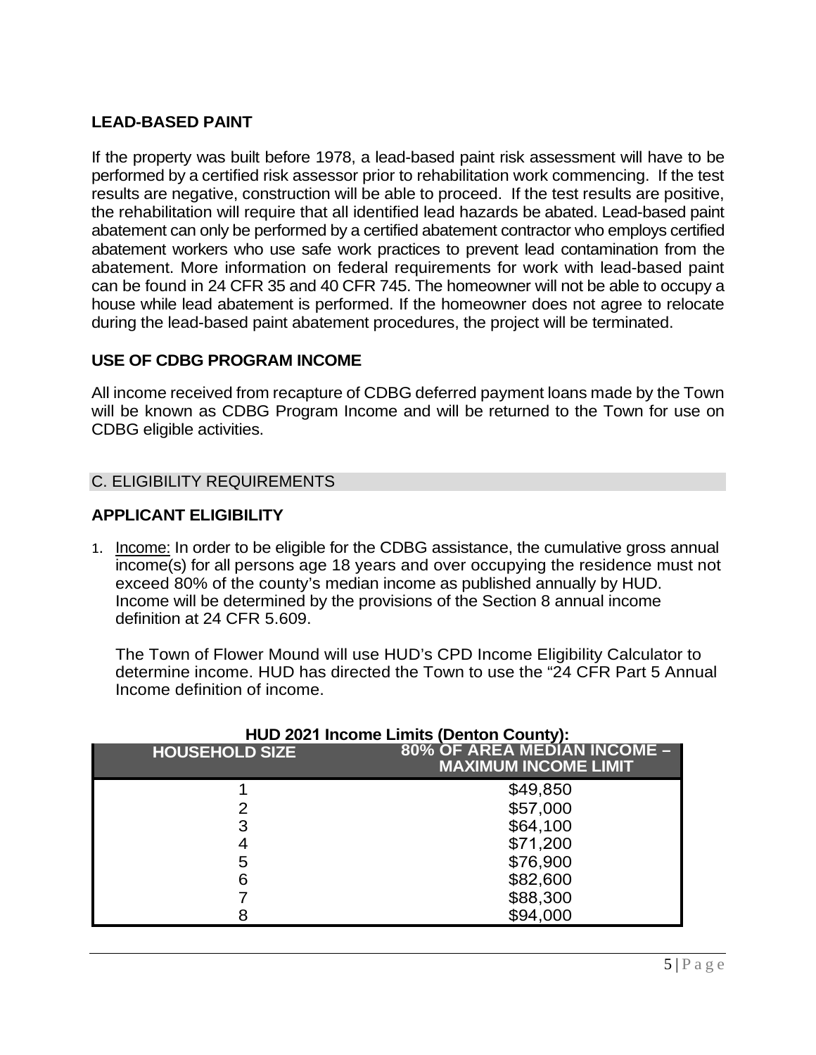### LEAD-BASED PAINT

If the property was built before 1978, a lead-based paint risk assessment will have to be performed by a certified risk assessor prior to rehabilitation work commencing. If the test results are negative, construction will be able to proceed. If the test results are positive, the rehabilitation will require that all identified lead hazards be abated. Lead-based paint abatement can only be performed by a certified abatement contractor who employs certified abatement workers who use safe work practices to prevent lead contamination from the abatement. More information on federal requirements for work with lead-based paint can be found in 24 CFR 35 and 40 CFR 745. The homeowner will not be able to occupy a house while lead abatement is performed. If the homeowner does not agree to relocate during the lead-based paint abatement procedures, the project will be terminated.

### USE OF CDBG PROGRAM INCOME

All income received from recapture of CDBG deferred payment loans made by the Town will be known as CDBG Program Income and will be returned to the Town for use on CDBG eligible activities.

## C. ELIGIBILITY REQUIREMENTS

### APPLICANT ELIGIBILITY

1. Income: In order to be eligible for the CDBG assistance, the cumulative gross annual income(s) for all persons age 18 years and over occupying the residence must not exceed 80% of the county's median income as published annually by HUD. Income will be determined by the provisions of the Section 8 annual income definition at 24 CFR 5.609.

   The Town of Flower Mound will use HUD's CPD Income Eligibility Calculator to determine income. HUD has directed the Town to use the "24 CFR Part 5 Annual Income definition of income.

**HUD 2021 Income Limits (Denton County):**

| HOUSEHOLD SIZE | 80% OF AREA MEDIAN INCOME – MAXIMUM INCOME LIMIT |
|---|---|
| 1 | $49,850 |
| 2 | $57,000 |
| 3 | $64,100 |
| 4 | $71,200 |
| 5 | $76,900 |
| 6 | $82,600 |
| 7 | $88,300 |
| 8 | $94,000 |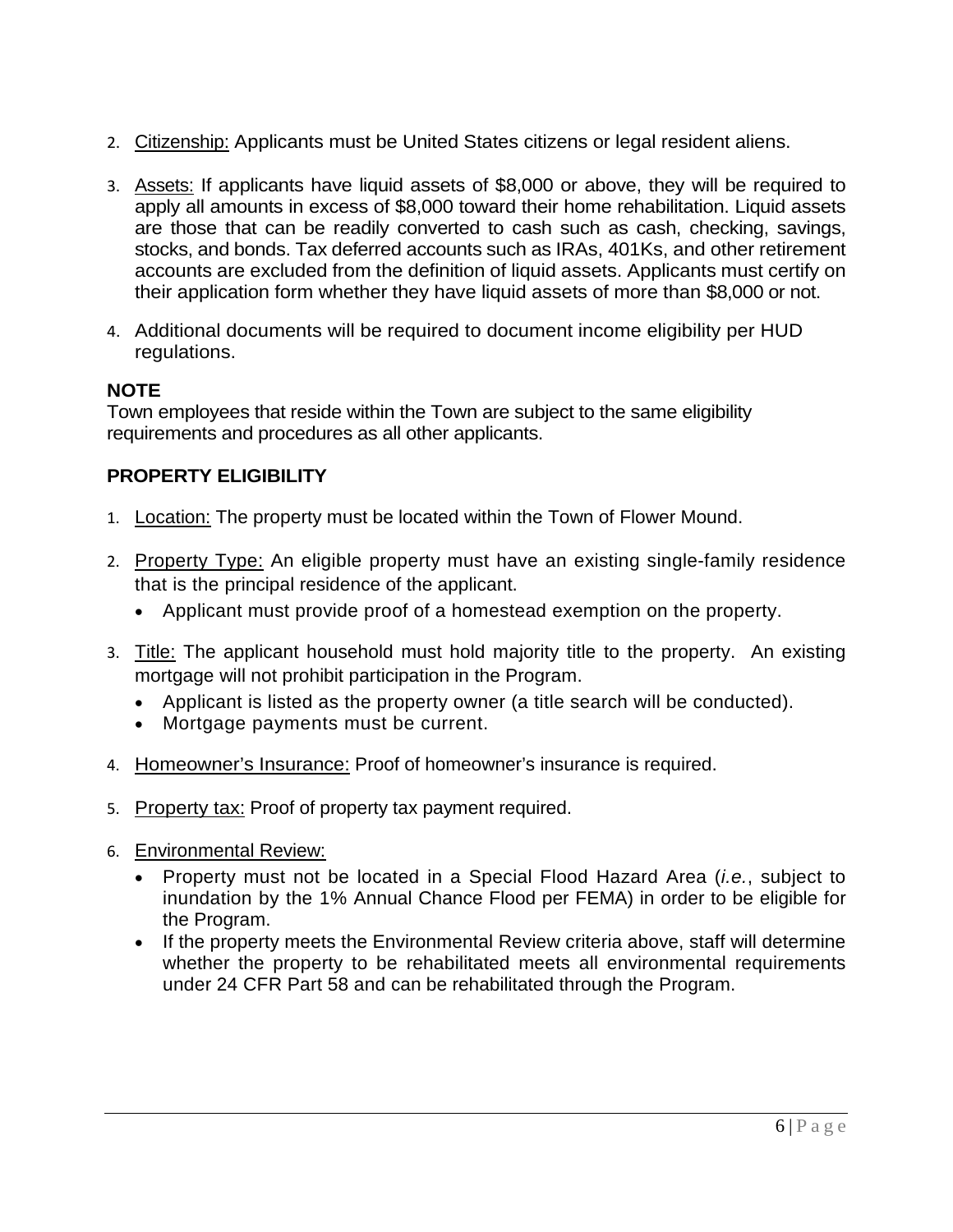2. Citizenship: Applicants must be United States citizens or legal resident aliens.

3. Assets: If applicants have liquid assets of $8,000 or above, they will be required to apply all amounts in excess of $8,000 toward their home rehabilitation. Liquid assets are those that can be readily converted to cash such as cash, checking, savings, stocks, and bonds. Tax deferred accounts such as IRAs, 401Ks, and other retirement accounts are excluded from the definition of liquid assets. Applicants must certify on their application form whether they have liquid assets of more than $8,000 or not.

4. Additional documents will be required to document income eligibility per HUD regulations.

**NOTE**

Town employees that reside within the Town are subject to the same eligibility requirements and procedures as all other applicants.

**PROPERTY ELIGIBILITY**

1. Location: The property must be located within the Town of Flower Mound.

2. Property Type: An eligible property must have an existing single-family residence that is the principal residence of the applicant.
   - Applicant must provide proof of a homestead exemption on the property.

3. Title: The applicant household must hold majority title to the property. An existing mortgage will not prohibit participation in the Program.
   - Applicant is listed as the property owner (a title search will be conducted).
   - Mortgage payments must be current.

4. Homeowner's Insurance: Proof of homeowner's insurance is required.

5. Property tax: Proof of property tax payment required.

6. Environmental Review:
   - Property must not be located in a Special Flood Hazard Area (*i.e.*, subject to inundation by the 1% Annual Chance Flood per FEMA) in order to be eligible for the Program.
   - If the property meets the Environmental Review criteria above, staff will determine whether the property to be rehabilitated meets all environmental requirements under 24 CFR Part 58 and can be rehabilitated through the Program.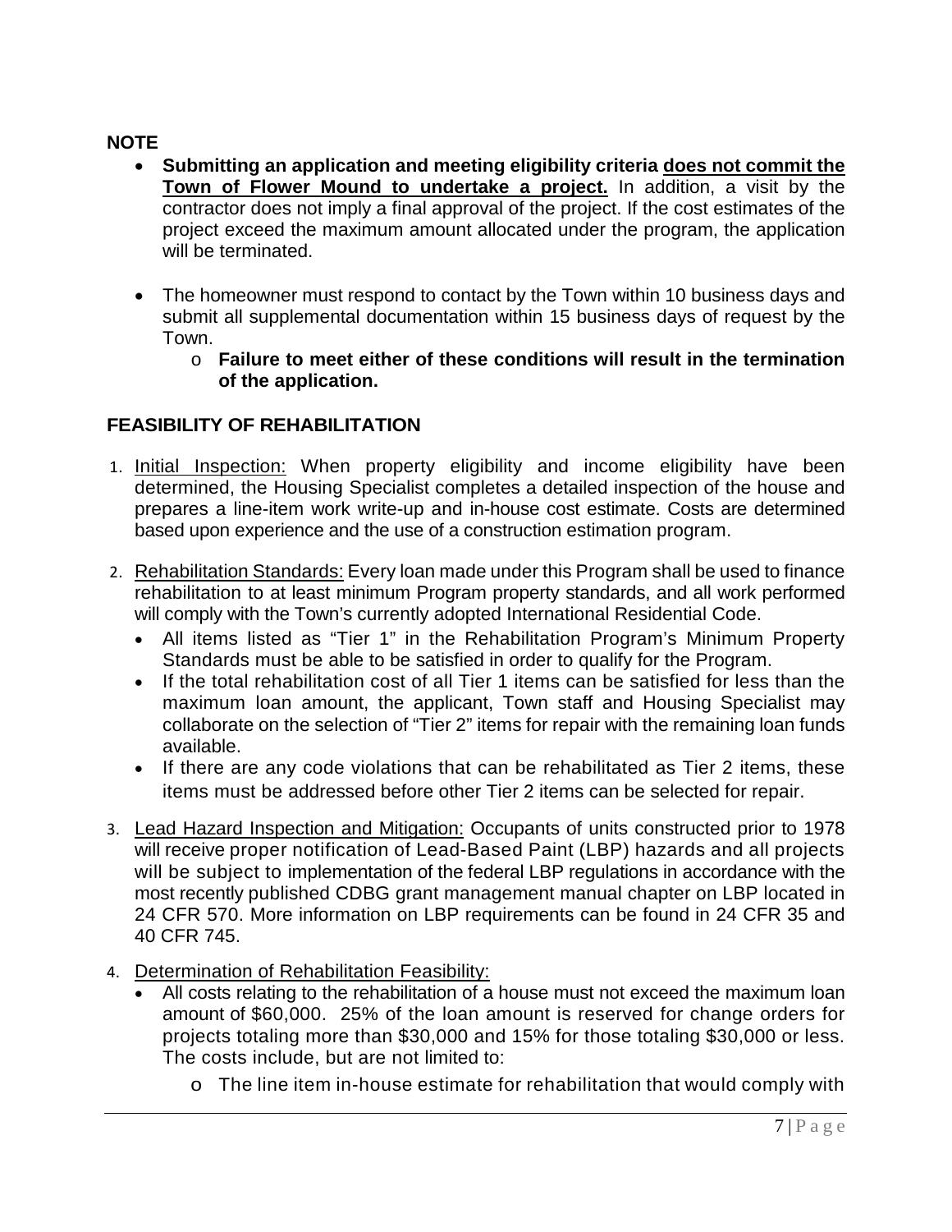**NOTE**

- **Submitting an application and meeting eligibility criteria <u>does not commit the Town of Flower Mound to undertake a project.</u>** In addition, a visit by the contractor does not imply a final approval of the project. If the cost estimates of the project exceed the maximum amount allocated under the program, the application will be terminated.
- The homeowner must respond to contact by the Town within 10 business days and submit all supplemental documentation within 15 business days of request by the Town.
  - **Failure to meet either of these conditions will result in the termination of the application.**

## FEASIBILITY OF REHABILITATION

1. <u>Initial Inspection:</u> When property eligibility and income eligibility have been determined, the Housing Specialist completes a detailed inspection of the house and prepares a line-item work write-up and in-house cost estimate. Costs are determined based upon experience and the use of a construction estimation program.
2. <u>Rehabilitation Standards:</u> Every loan made under this Program shall be used to finance rehabilitation to at least minimum Program property standards, and all work performed will comply with the Town's currently adopted International Residential Code.
   - All items listed as "Tier 1" in the Rehabilitation Program's Minimum Property Standards must be able to be satisfied in order to qualify for the Program.
   - If the total rehabilitation cost of all Tier 1 items can be satisfied for less than the maximum loan amount, the applicant, Town staff and Housing Specialist may collaborate on the selection of "Tier 2" items for repair with the remaining loan funds available.
   - If there are any code violations that can be rehabilitated as Tier 2 items, these items must be addressed before other Tier 2 items can be selected for repair.
3. <u>Lead Hazard Inspection and Mitigation:</u> Occupants of units constructed prior to 1978 will receive proper notification of Lead-Based Paint (LBP) hazards and all projects will be subject to implementation of the federal LBP regulations in accordance with the most recently published CDBG grant management manual chapter on LBP located in 24 CFR 570. More information on LBP requirements can be found in 24 CFR 35 and 40 CFR 745.
4. <u>Determination of Rehabilitation Feasibility:</u>
   - All costs relating to the rehabilitation of a house must not exceed the maximum loan amount of $60,000. 25% of the loan amount is reserved for change orders for projects totaling more than $30,000 and 15% for those totaling $30,000 or less. The costs include, but are not limited to:
     - The line item in-house estimate for rehabilitation that would comply with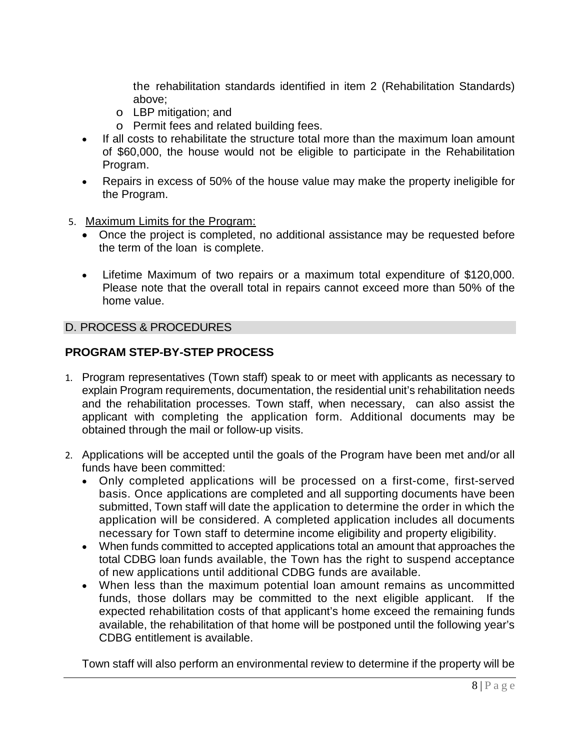the rehabilitation standards identified in item 2 (Rehabilitation Standards) above;

- LBP mitigation; and
- Permit fees and related building fees.

- If all costs to rehabilitate the structure total more than the maximum loan amount of $60,000, the house would not be eligible to participate in the Rehabilitation Program.
- Repairs in excess of 50% of the house value may make the property ineligible for the Program.

5. Maximum Limits for the Program:
   - Once the project is completed, no additional assistance may be requested before the term of the loan is complete.
   - Lifetime Maximum of two repairs or a maximum total expenditure of $120,000. Please note that the overall total in repairs cannot exceed more than 50% of the home value.

## D. PROCESS & PROCEDURES

### PROGRAM STEP-BY-STEP PROCESS

1. Program representatives (Town staff) speak to or meet with applicants as necessary to explain Program requirements, documentation, the residential unit's rehabilitation needs and the rehabilitation processes. Town staff, when necessary, can also assist the applicant with completing the application form. Additional documents may be obtained through the mail or follow-up visits.

2. Applications will be accepted until the goals of the Program have been met and/or all funds have been committed:
   - Only completed applications will be processed on a first-come, first-served basis. Once applications are completed and all supporting documents have been submitted, Town staff will date the application to determine the order in which the application will be considered. A completed application includes all documents necessary for Town staff to determine income eligibility and property eligibility.
   - When funds committed to accepted applications total an amount that approaches the total CDBG loan funds available, the Town has the right to suspend acceptance of new applications until additional CDBG funds are available.
   - When less than the maximum potential loan amount remains as uncommitted funds, those dollars may be committed to the next eligible applicant. If the expected rehabilitation costs of that applicant's home exceed the remaining funds available, the rehabilitation of that home will be postponed until the following year's CDBG entitlement is available.

   Town staff will also perform an environmental review to determine if the property will be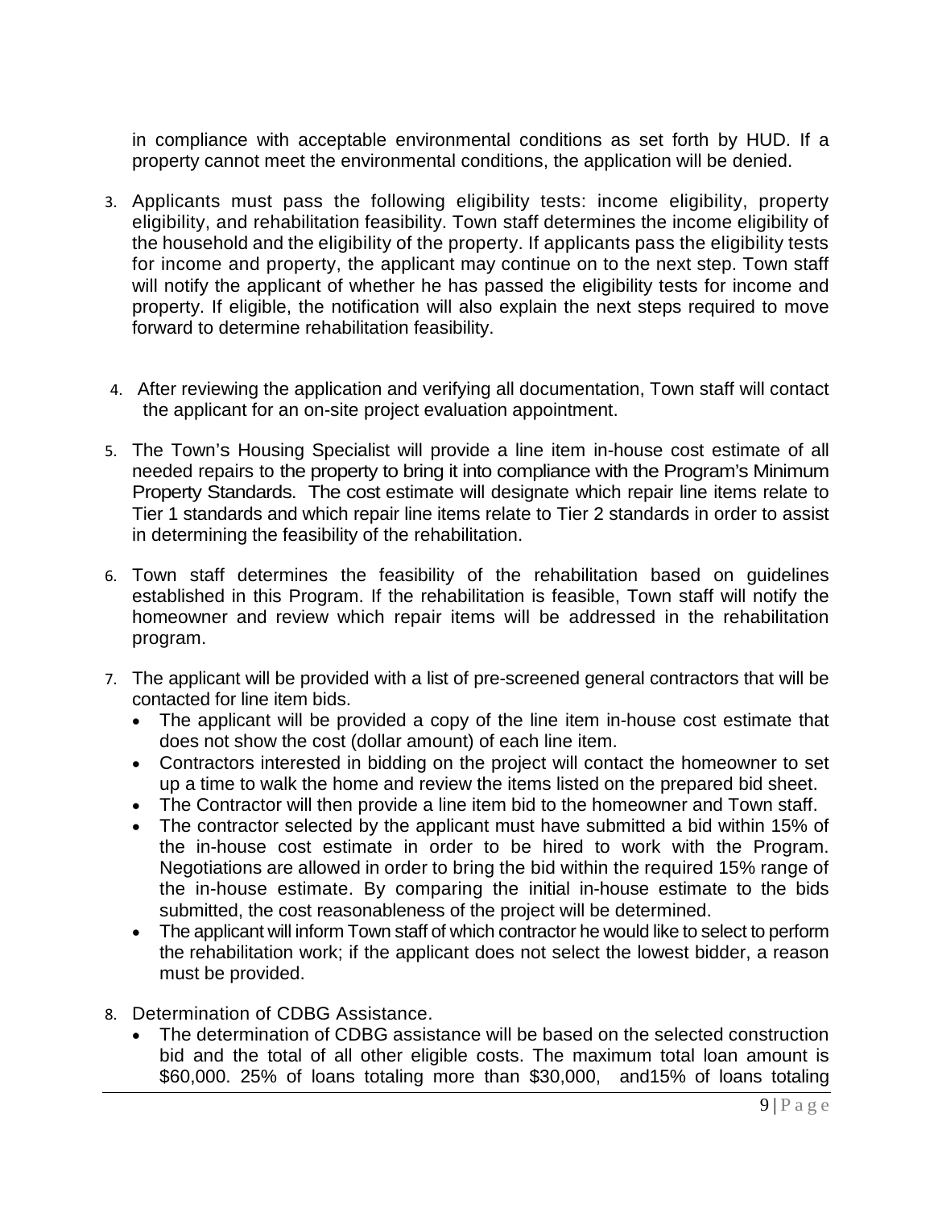in compliance with acceptable environmental conditions as set forth by HUD. If a property cannot meet the environmental conditions, the application will be denied.

3. Applicants must pass the following eligibility tests: income eligibility, property eligibility, and rehabilitation feasibility. Town staff determines the income eligibility of the household and the eligibility of the property. If applicants pass the eligibility tests for income and property, the applicant may continue on to the next step. Town staff will notify the applicant of whether he has passed the eligibility tests for income and property. If eligible, the notification will also explain the next steps required to move forward to determine rehabilitation feasibility.

4. After reviewing the application and verifying all documentation, Town staff will contact the applicant for an on-site project evaluation appointment.

5. The Town's Housing Specialist will provide a line item in-house cost estimate of all needed repairs to the property to bring it into compliance with the Program's Minimum Property Standards. The cost estimate will designate which repair line items relate to Tier 1 standards and which repair line items relate to Tier 2 standards in order to assist in determining the feasibility of the rehabilitation.

6. Town staff determines the feasibility of the rehabilitation based on guidelines established in this Program. If the rehabilitation is feasible, Town staff will notify the homeowner and review which repair items will be addressed in the rehabilitation program.

7. The applicant will be provided with a list of pre-screened general contractors that will be contacted for line item bids.
   - The applicant will be provided a copy of the line item in-house cost estimate that does not show the cost (dollar amount) of each line item.
   - Contractors interested in bidding on the project will contact the homeowner to set up a time to walk the home and review the items listed on the prepared bid sheet.
   - The Contractor will then provide a line item bid to the homeowner and Town staff.
   - The contractor selected by the applicant must have submitted a bid within 15% of the in-house cost estimate in order to be hired to work with the Program. Negotiations are allowed in order to bring the bid within the required 15% range of the in-house estimate. By comparing the initial in-house estimate to the bids submitted, the cost reasonableness of the project will be determined.
   - The applicant will inform Town staff of which contractor he would like to select to perform the rehabilitation work; if the applicant does not select the lowest bidder, a reason must be provided.

8. Determination of CDBG Assistance.
   - The determination of CDBG assistance will be based on the selected construction bid and the total of all other eligible costs. The maximum total loan amount is \$60,000. 25% of loans totaling more than \$30,000, and15% of loans totaling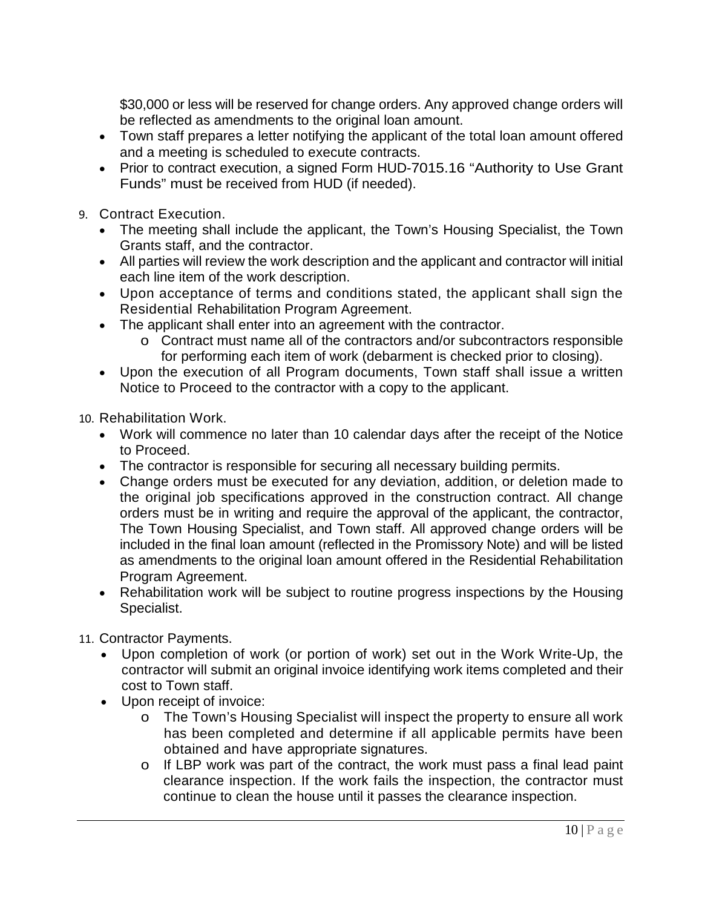$30,000 or less will be reserved for change orders. Any approved change orders will be reflected as amendments to the original loan amount.

- Town staff prepares a letter notifying the applicant of the total loan amount offered and a meeting is scheduled to execute contracts.
- Prior to contract execution, a signed Form HUD-7015.16 "Authority to Use Grant Funds" must be received from HUD (if needed).

9. Contract Execution.
    - The meeting shall include the applicant, the Town's Housing Specialist, the Town Grants staff, and the contractor.
    - All parties will review the work description and the applicant and contractor will initial each line item of the work description.
    - Upon acceptance of terms and conditions stated, the applicant shall sign the Residential Rehabilitation Program Agreement.
    - The applicant shall enter into an agreement with the contractor.
        - Contract must name all of the contractors and/or subcontractors responsible for performing each item of work (debarment is checked prior to closing).
    - Upon the execution of all Program documents, Town staff shall issue a written Notice to Proceed to the contractor with a copy to the applicant.

10. Rehabilitation Work.
    - Work will commence no later than 10 calendar days after the receipt of the Notice to Proceed.
    - The contractor is responsible for securing all necessary building permits.
    - Change orders must be executed for any deviation, addition, or deletion made to the original job specifications approved in the construction contract. All change orders must be in writing and require the approval of the applicant, the contractor, The Town Housing Specialist, and Town staff. All approved change orders will be included in the final loan amount (reflected in the Promissory Note) and will be listed as amendments to the original loan amount offered in the Residential Rehabilitation Program Agreement.
    - Rehabilitation work will be subject to routine progress inspections by the Housing Specialist.

11. Contractor Payments.
    - Upon completion of work (or portion of work) set out in the Work Write-Up, the contractor will submit an original invoice identifying work items completed and their cost to Town staff.
    - Upon receipt of invoice:
        - The Town's Housing Specialist will inspect the property to ensure all work has been completed and determine if all applicable permits have been obtained and have appropriate signatures.
        - If LBP work was part of the contract, the work must pass a final lead paint clearance inspection. If the work fails the inspection, the contractor must continue to clean the house until it passes the clearance inspection.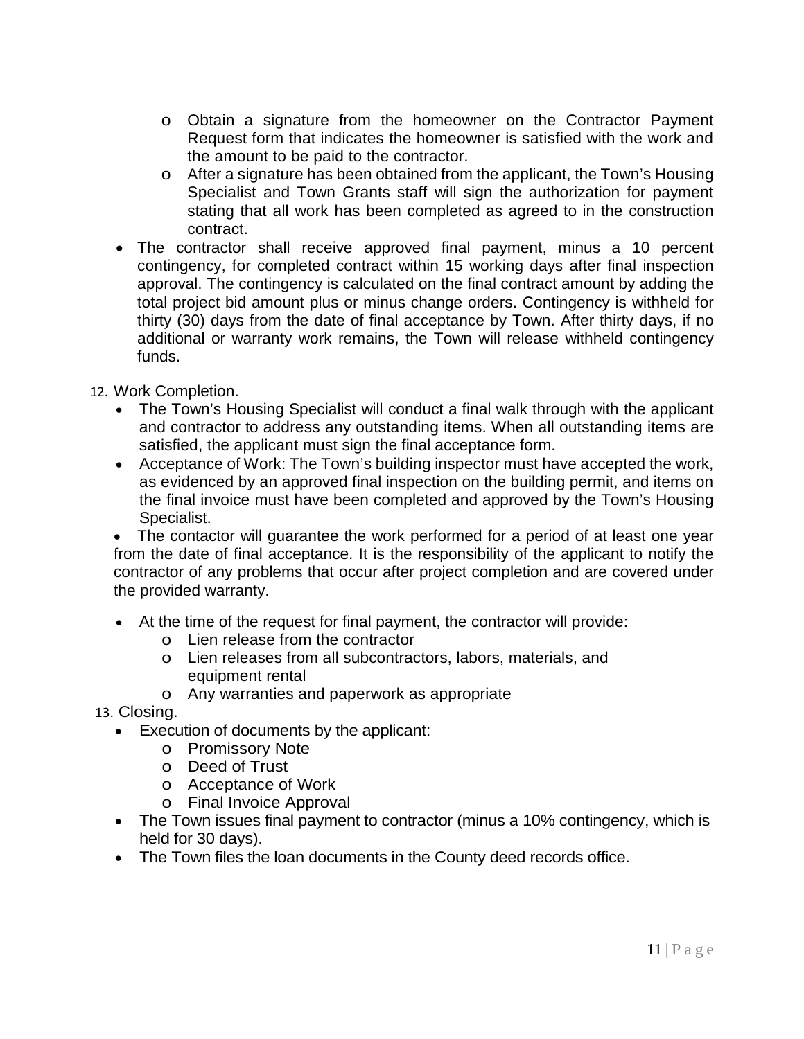- Obtain a signature from the homeowner on the Contractor Payment Request form that indicates the homeowner is satisfied with the work and the amount to be paid to the contractor.
    - After a signature has been obtained from the applicant, the Town's Housing Specialist and Town Grants staff will sign the authorization for payment stating that all work has been completed as agreed to in the construction contract.
- The contractor shall receive approved final payment, minus a 10 percent contingency, for completed contract within 15 working days after final inspection approval. The contingency is calculated on the final contract amount by adding the total project bid amount plus or minus change orders. Contingency is withheld for thirty (30) days from the date of final acceptance by Town. After thirty days, if no additional or warranty work remains, the Town will release withheld contingency funds.

12. Work Completion.
    - The Town's Housing Specialist will conduct a final walk through with the applicant and contractor to address any outstanding items. When all outstanding items are satisfied, the applicant must sign the final acceptance form.
    - Acceptance of Work: The Town's building inspector must have accepted the work, as evidenced by an approved final inspection on the building permit, and items on the final invoice must have been completed and approved by the Town's Housing Specialist.
    - The contactor will guarantee the work performed for a period of at least one year from the date of final acceptance. It is the responsibility of the applicant to notify the contractor of any problems that occur after project completion and are covered under the provided warranty.
    - At the time of the request for final payment, the contractor will provide:
        - Lien release from the contractor
        - Lien releases from all subcontractors, labors, materials, and equipment rental
        - Any warranties and paperwork as appropriate
13. Closing.
    - Execution of documents by the applicant:
        - Promissory Note
        - Deed of Trust
        - Acceptance of Work
        - Final Invoice Approval
    - The Town issues final payment to contractor (minus a 10% contingency, which is held for 30 days).
    - The Town files the loan documents in the County deed records office.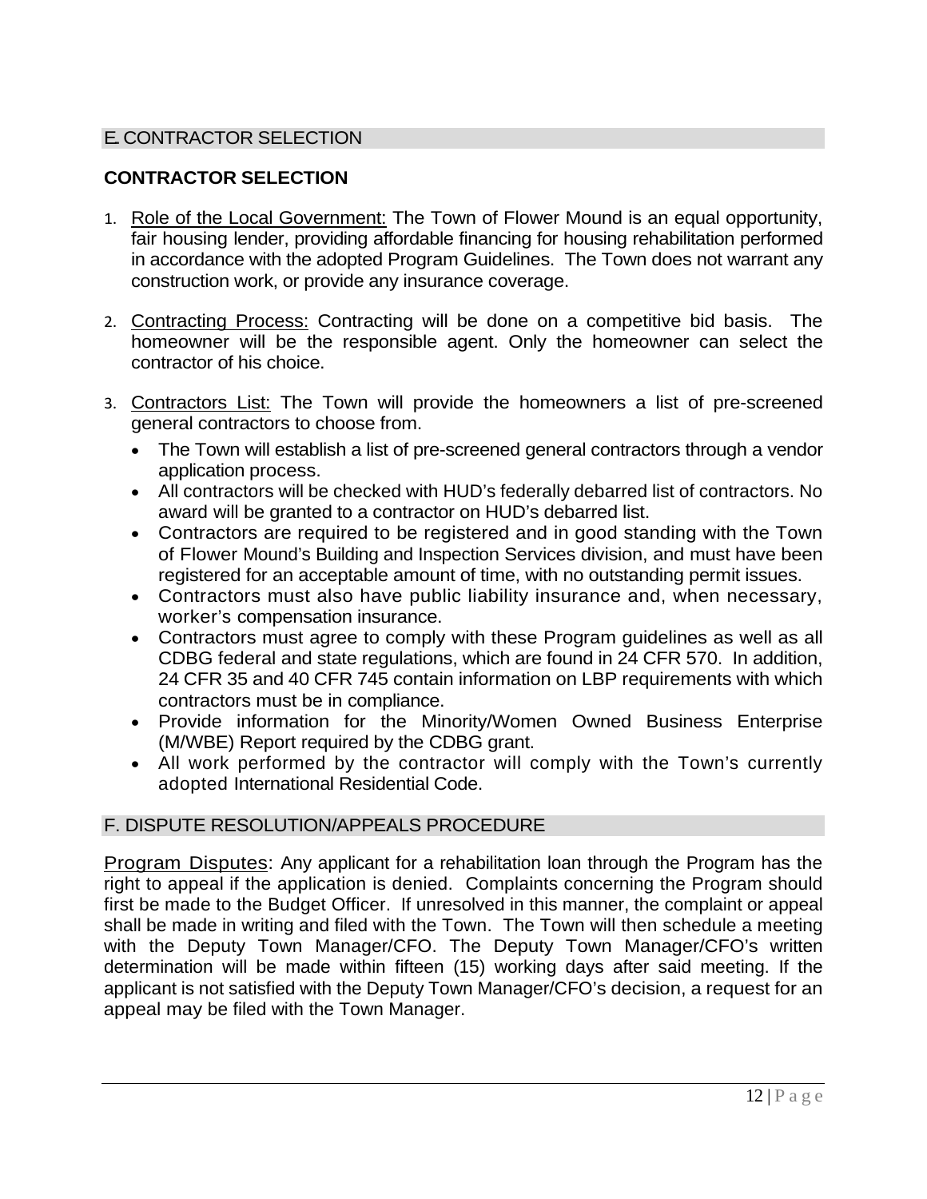## E. CONTRACTOR SELECTION

### CONTRACTOR SELECTION

1. Role of the Local Government: The Town of Flower Mound is an equal opportunity, fair housing lender, providing affordable financing for housing rehabilitation performed in accordance with the adopted Program Guidelines. The Town does not warrant any construction work, or provide any insurance coverage.

2. Contracting Process: Contracting will be done on a competitive bid basis. The homeowner will be the responsible agent. Only the homeowner can select the contractor of his choice.

3. Contractors List: The Town will provide the homeowners a list of pre-screened general contractors to choose from.
   - The Town will establish a list of pre-screened general contractors through a vendor application process.
   - All contractors will be checked with HUD's federally debarred list of contractors. No award will be granted to a contractor on HUD's debarred list.
   - Contractors are required to be registered and in good standing with the Town of Flower Mound's Building and Inspection Services division, and must have been registered for an acceptable amount of time, with no outstanding permit issues.
   - Contractors must also have public liability insurance and, when necessary, worker's compensation insurance.
   - Contractors must agree to comply with these Program guidelines as well as all CDBG federal and state regulations, which are found in 24 CFR 570. In addition, 24 CFR 35 and 40 CFR 745 contain information on LBP requirements with which contractors must be in compliance.
   - Provide information for the Minority/Women Owned Business Enterprise (M/WBE) Report required by the CDBG grant.
   - All work performed by the contractor will comply with the Town's currently adopted International Residential Code.

## F. DISPUTE RESOLUTION/APPEALS PROCEDURE

Program Disputes: Any applicant for a rehabilitation loan through the Program has the right to appeal if the application is denied. Complaints concerning the Program should first be made to the Budget Officer. If unresolved in this manner, the complaint or appeal shall be made in writing and filed with the Town. The Town will then schedule a meeting with the Deputy Town Manager/CFO. The Deputy Town Manager/CFO's written determination will be made within fifteen (15) working days after said meeting. If the applicant is not satisfied with the Deputy Town Manager/CFO's decision, a request for an appeal may be filed with the Town Manager.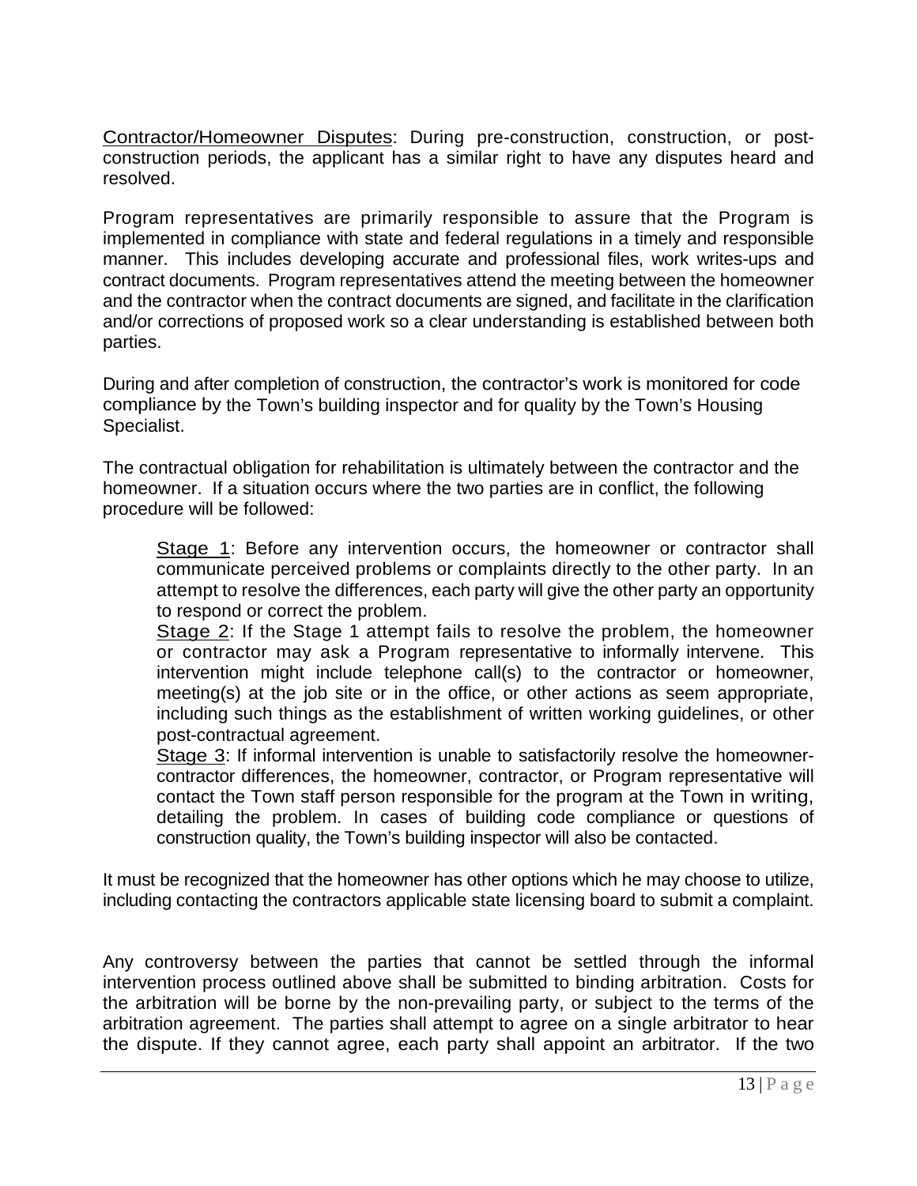<u>Contractor/Homeowner Disputes</u>: During pre-construction, construction, or post-construction periods, the applicant has a similar right to have any disputes heard and resolved.

Program representatives are primarily responsible to assure that the Program is implemented in compliance with state and federal regulations in a timely and responsible manner. This includes developing accurate and professional files, work writes-ups and contract documents. Program representatives attend the meeting between the homeowner and the contractor when the contract documents are signed, and facilitate in the clarification and/or corrections of proposed work so a clear understanding is established between both parties.

During and after completion of construction, the contractor's work is monitored for code compliance by the Town's building inspector and for quality by the Town's Housing Specialist.

The contractual obligation for rehabilitation is ultimately between the contractor and the homeowner. If a situation occurs where the two parties are in conflict, the following procedure will be followed:

> <u>Stage 1</u>: Before any intervention occurs, the homeowner or contractor shall communicate perceived problems or complaints directly to the other party. In an attempt to resolve the differences, each party will give the other party an opportunity to respond or correct the problem.
>
> <u>Stage 2</u>: If the Stage 1 attempt fails to resolve the problem, the homeowner or contractor may ask a Program representative to informally intervene. This intervention might include telephone call(s) to the contractor or homeowner, meeting(s) at the job site or in the office, or other actions as seem appropriate, including such things as the establishment of written working guidelines, or other post-contractual agreement.
>
> <u>Stage 3</u>: If informal intervention is unable to satisfactorily resolve the homeowner-contractor differences, the homeowner, contractor, or Program representative will contact the Town staff person responsible for the program at the Town in writing, detailing the problem. In cases of building code compliance or questions of construction quality, the Town's building inspector will also be contacted.

It must be recognized that the homeowner has other options which he may choose to utilize, including contacting the contractors applicable state licensing board to submit a complaint.

Any controversy between the parties that cannot be settled through the informal intervention process outlined above shall be submitted to binding arbitration. Costs for the arbitration will be borne by the non-prevailing party, or subject to the terms of the arbitration agreement. The parties shall attempt to agree on a single arbitrator to hear the dispute. If they cannot agree, each party shall appoint an arbitrator. If the two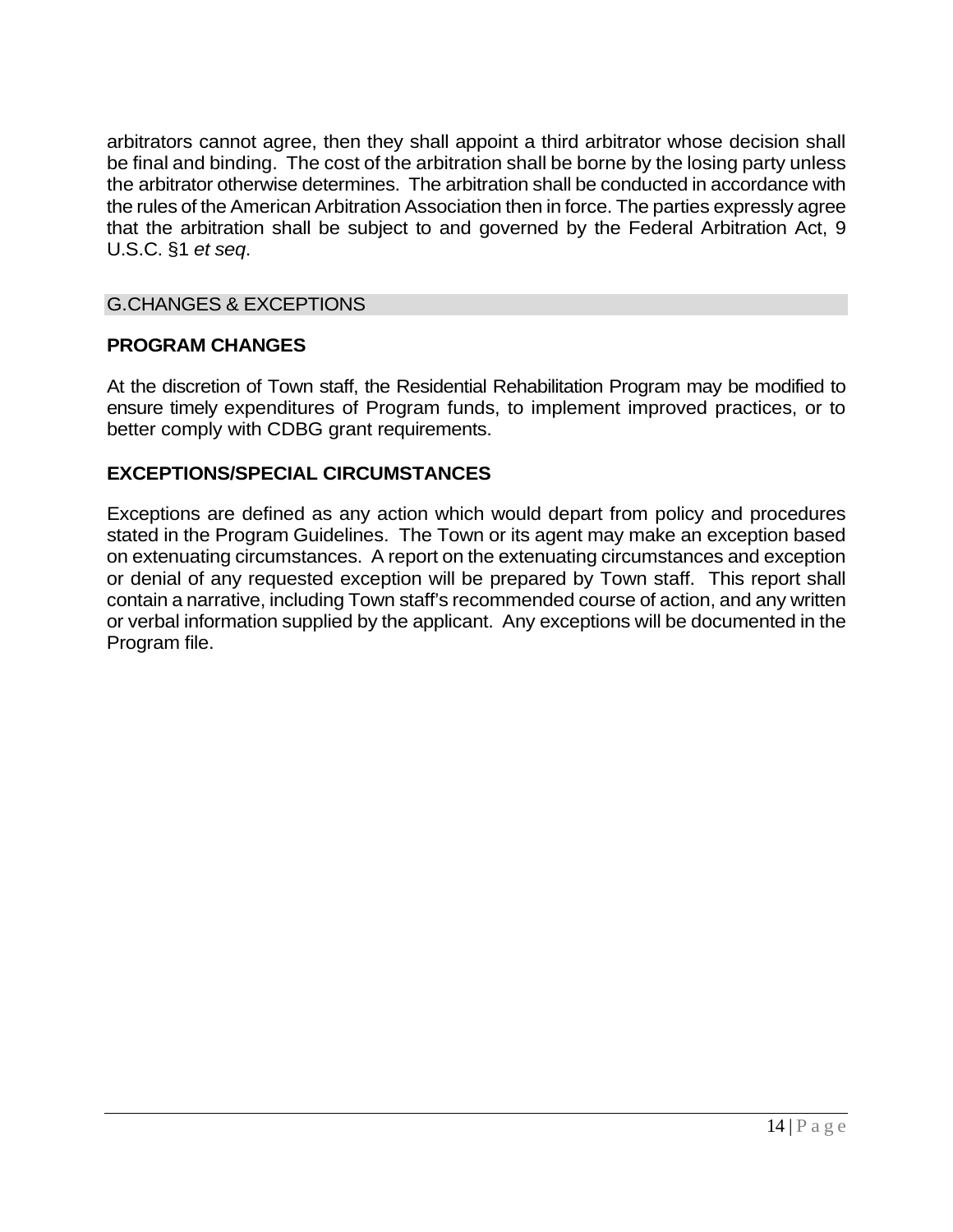arbitrators cannot agree, then they shall appoint a third arbitrator whose decision shall be final and binding. The cost of the arbitration shall be borne by the losing party unless the arbitrator otherwise determines. The arbitration shall be conducted in accordance with the rules of the American Arbitration Association then in force. The parties expressly agree that the arbitration shall be subject to and governed by the Federal Arbitration Act, 9 U.S.C. §1 *et seq*.

## G.CHANGES & EXCEPTIONS

### PROGRAM CHANGES

At the discretion of Town staff, the Residential Rehabilitation Program may be modified to ensure timely expenditures of Program funds, to implement improved practices, or to better comply with CDBG grant requirements.

### EXCEPTIONS/SPECIAL CIRCUMSTANCES

Exceptions are defined as any action which would depart from policy and procedures stated in the Program Guidelines. The Town or its agent may make an exception based on extenuating circumstances. A report on the extenuating circumstances and exception or denial of any requested exception will be prepared by Town staff. This report shall contain a narrative, including Town staff's recommended course of action, and any written or verbal information supplied by the applicant. Any exceptions will be documented in the Program file.